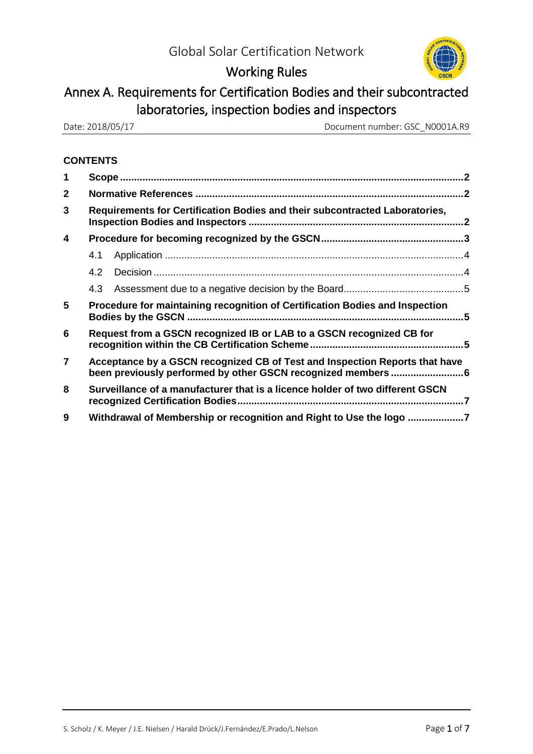Global Solar Certification Network

# Working Rules

## Annex A. Requirements for Certification Bodies and their subcontracted laboratories, inspection bodies and inspectors

Date: 2018/05/17

Document number: GSC_N0001A.R9

**CONTENTS**

**1 Scope ..........2**

**2 Normative References ..........2**

**3 Requirements for Certification Bodies and their subcontracted Laboratories, Inspection Bodies and Inspectors ..........2**

**4 Procedure for becoming recognized by the GSCN ..........3**

4.1 Application ..........4

4.2 Decision ..........4

4.3 Assessment due to a negative decision by the Board ..........5

**5 Procedure for maintaining recognition of Certification Bodies and Inspection Bodies by the GSCN ..........5**

**6 Request from a GSCN recognized IB or LAB to a GSCN recognized CB for recognition within the CB Certification Scheme ..........5**

**7 Acceptance by a GSCN recognized CB of Test and Inspection Reports that have been previously performed by other GSCN recognized members ..........6**

**8 Surveillance of a manufacturer that is a licence holder of two different GSCN recognized Certification Bodies ..........7**

**9 Withdrawal of Membership or recognition and Right to Use the logo ..........7**

S. Scholz / K. Meyer / J.E. Nielsen / Harald Drück/J.Fernández/E.Prado/L.Nelson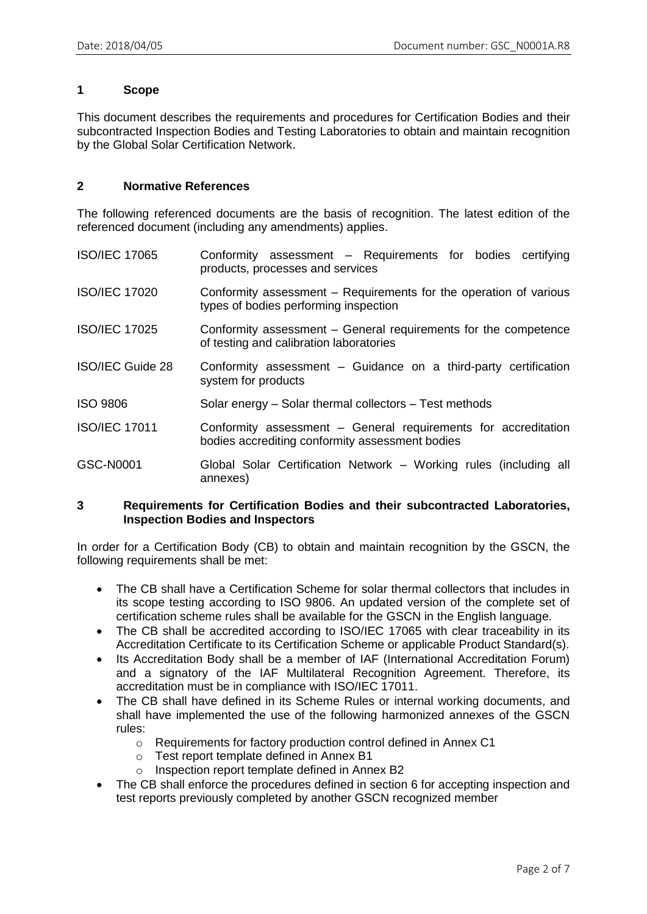## 1 Scope

This document describes the requirements and procedures for Certification Bodies and their subcontracted Inspection Bodies and Testing Laboratories to obtain and maintain recognition by the Global Solar Certification Network.

## 2 Normative References

The following referenced documents are the basis of recognition. The latest edition of the referenced document (including any amendments) applies.

| | |
|---|---|
| ISO/IEC 17065 | Conformity assessment – Requirements for bodies certifying products, processes and services |
| ISO/IEC 17020 | Conformity assessment – Requirements for the operation of various types of bodies performing inspection |
| ISO/IEC 17025 | Conformity assessment – General requirements for the competence of testing and calibration laboratories |
| ISO/IEC Guide 28 | Conformity assessment – Guidance on a third-party certification system for products |
| ISO 9806 | Solar energy – Solar thermal collectors – Test methods |
| ISO/IEC 17011 | Conformity assessment – General requirements for accreditation bodies accrediting conformity assessment bodies |
| GSC-N0001 | Global Solar Certification Network – Working rules (including all annexes) |

## 3 Requirements for Certification Bodies and their subcontracted Laboratories, Inspection Bodies and Inspectors

In order for a Certification Body (CB) to obtain and maintain recognition by the GSCN, the following requirements shall be met:

- The CB shall have a Certification Scheme for solar thermal collectors that includes in its scope testing according to ISO 9806. An updated version of the complete set of certification scheme rules shall be available for the GSCN in the English language.
- The CB shall be accredited according to ISO/IEC 17065 with clear traceability in its Accreditation Certificate to its Certification Scheme or applicable Product Standard(s).
- Its Accreditation Body shall be a member of IAF (International Accreditation Forum) and a signatory of the IAF Multilateral Recognition Agreement. Therefore, its accreditation must be in compliance with ISO/IEC 17011.
- The CB shall have defined in its Scheme Rules or internal working documents, and shall have implemented the use of the following harmonized annexes of the GSCN rules:
  - Requirements for factory production control defined in Annex C1
  - Test report template defined in Annex B1
  - Inspection report template defined in Annex B2
- The CB shall enforce the procedures defined in section 6 for accepting inspection and test reports previously completed by another GSCN recognized member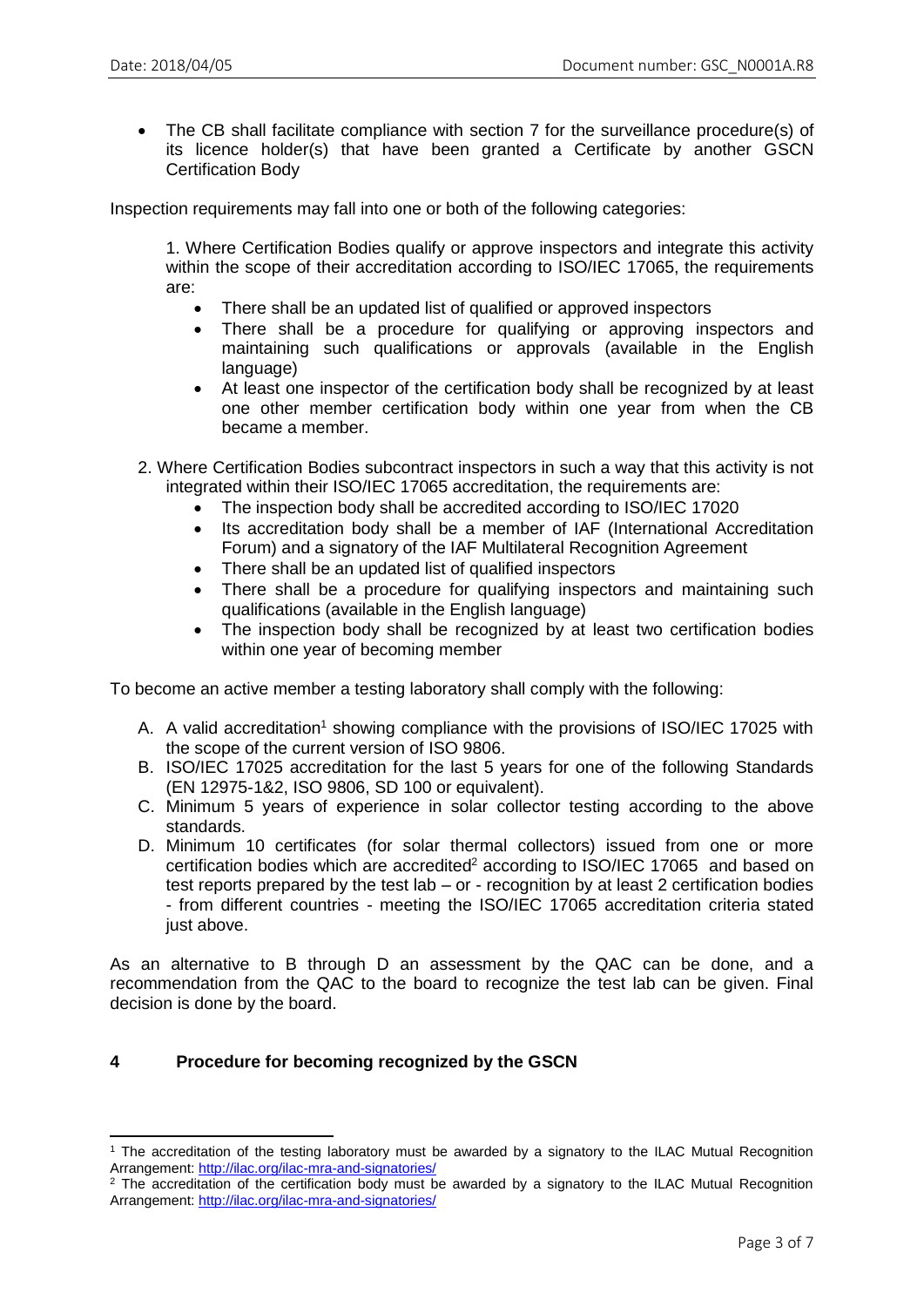- The CB shall facilitate compliance with section 7 for the surveillance procedure(s) of its licence holder(s) that have been granted a Certificate by another GSCN Certification Body

Inspection requirements may fall into one or both of the following categories:

1. Where Certification Bodies qualify or approve inspectors and integrate this activity within the scope of their accreditation according to ISO/IEC 17065, the requirements are:
   - There shall be an updated list of qualified or approved inspectors
   - There shall be a procedure for qualifying or approving inspectors and maintaining such qualifications or approvals (available in the English language)
   - At least one inspector of the certification body shall be recognized by at least one other member certification body within one year from when the CB became a member.

2. Where Certification Bodies subcontract inspectors in such a way that this activity is not integrated within their ISO/IEC 17065 accreditation, the requirements are:
   - The inspection body shall be accredited according to ISO/IEC 17020
   - Its accreditation body shall be a member of IAF (International Accreditation Forum) and a signatory of the IAF Multilateral Recognition Agreement
   - There shall be an updated list of qualified inspectors
   - There shall be a procedure for qualifying inspectors and maintaining such qualifications (available in the English language)
   - The inspection body shall be recognized by at least two certification bodies within one year of becoming member

To become an active member a testing laboratory shall comply with the following:

A. A valid accreditation[1] showing compliance with the provisions of ISO/IEC 17025 with the scope of the current version of ISO 9806.

B. ISO/IEC 17025 accreditation for the last 5 years for one of the following Standards (EN 12975-1&2, ISO 9806, SD 100 or equivalent).

C. Minimum 5 years of experience in solar collector testing according to the above standards.

D. Minimum 10 certificates (for solar thermal collectors) issued from one or more certification bodies which are accredited[2] according to ISO/IEC 17065 and based on test reports prepared by the test lab – or - recognition by at least 2 certification bodies - from different countries - meeting the ISO/IEC 17065 accreditation criteria stated just above.

As an alternative to B through D an assessment by the QAC can be done, and a recommendation from the QAC to the board to recognize the test lab can be given. Final decision is done by the board.

## 4 Procedure for becoming recognized by the GSCN

---

[1] The accreditation of the testing laboratory must be awarded by a signatory to the ILAC Mutual Recognition Arrangement: http://ilac.org/ilac-mra-and-signatories/

[2] The accreditation of the certification body must be awarded by a signatory to the ILAC Mutual Recognition Arrangement: http://ilac.org/ilac-mra-and-signatories/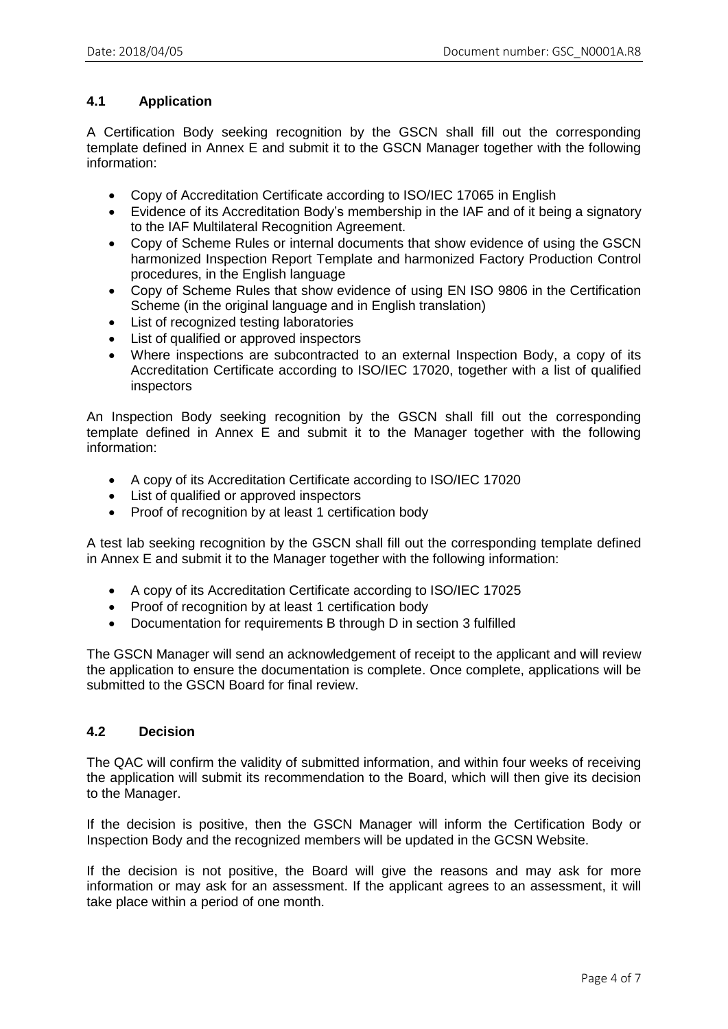## 4.1 Application

A Certification Body seeking recognition by the GSCN shall fill out the corresponding template defined in Annex E and submit it to the GSCN Manager together with the following information:

- Copy of Accreditation Certificate according to ISO/IEC 17065 in English
- Evidence of its Accreditation Body's membership in the IAF and of it being a signatory to the IAF Multilateral Recognition Agreement.
- Copy of Scheme Rules or internal documents that show evidence of using the GSCN harmonized Inspection Report Template and harmonized Factory Production Control procedures, in the English language
- Copy of Scheme Rules that show evidence of using EN ISO 9806 in the Certification Scheme (in the original language and in English translation)
- List of recognized testing laboratories
- List of qualified or approved inspectors
- Where inspections are subcontracted to an external Inspection Body, a copy of its Accreditation Certificate according to ISO/IEC 17020, together with a list of qualified inspectors

An Inspection Body seeking recognition by the GSCN shall fill out the corresponding template defined in Annex E and submit it to the Manager together with the following information:

- A copy of its Accreditation Certificate according to ISO/IEC 17020
- List of qualified or approved inspectors
- Proof of recognition by at least 1 certification body

A test lab seeking recognition by the GSCN shall fill out the corresponding template defined in Annex E and submit it to the Manager together with the following information:

- A copy of its Accreditation Certificate according to ISO/IEC 17025
- Proof of recognition by at least 1 certification body
- Documentation for requirements B through D in section 3 fulfilled

The GSCN Manager will send an acknowledgement of receipt to the applicant and will review the application to ensure the documentation is complete. Once complete, applications will be submitted to the GSCN Board for final review.

## 4.2 Decision

The QAC will confirm the validity of submitted information, and within four weeks of receiving the application will submit its recommendation to the Board, which will then give its decision to the Manager.

If the decision is positive, then the GSCN Manager will inform the Certification Body or Inspection Body and the recognized members will be updated in the GCSN Website.

If the decision is not positive, the Board will give the reasons and may ask for more information or may ask for an assessment. If the applicant agrees to an assessment, it will take place within a period of one month.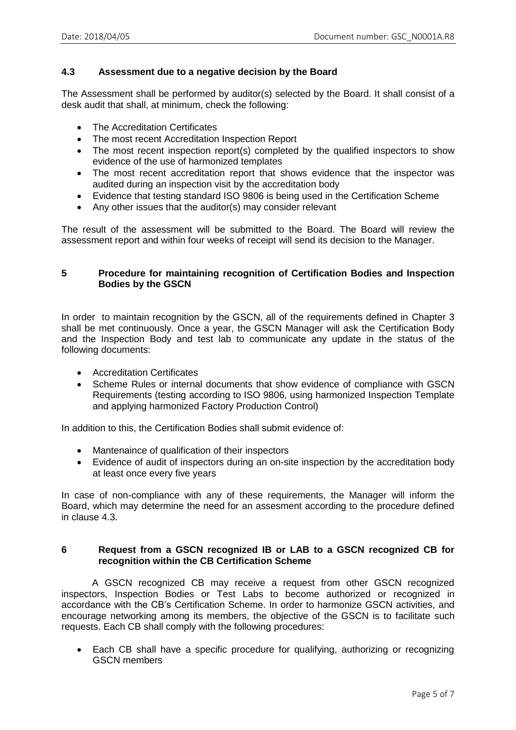### 4.3 Assessment due to a negative decision by the Board

The Assessment shall be performed by auditor(s) selected by the Board. It shall consist of a desk audit that shall, at minimum, check the following:

- The Accreditation Certificates
- The most recent Accreditation Inspection Report
- The most recent inspection report(s) completed by the qualified inspectors to show evidence of the use of harmonized templates
- The most recent accreditation report that shows evidence that the inspector was audited during an inspection visit by the accreditation body
- Evidence that testing standard ISO 9806 is being used in the Certification Scheme
- Any other issues that the auditor(s) may consider relevant

The result of the assessment will be submitted to the Board. The Board will review the assessment report and within four weeks of receipt will send its decision to the Manager.

## 5 Procedure for maintaining recognition of Certification Bodies and Inspection Bodies by the GSCN

In order to maintain recognition by the GSCN, all of the requirements defined in Chapter 3 shall be met continuously. Once a year, the GSCN Manager will ask the Certification Body and the Inspection Body and test lab to communicate any update in the status of the following documents:

- Accreditation Certificates
- Scheme Rules or internal documents that show evidence of compliance with GSCN Requirements (testing according to ISO 9806, using harmonized Inspection Template and applying harmonized Factory Production Control)

In addition to this, the Certification Bodies shall submit evidence of:

- Mantenaince of qualification of their inspectors
- Evidence of audit of inspectors during an on-site inspection by the accreditation body at least once every five years

In case of non-compliance with any of these requirements, the Manager will inform the Board, which may determine the need for an assesment according to the procedure defined in clause 4.3.

## 6 Request from a GSCN recognized IB or LAB to a GSCN recognized CB for recognition within the CB Certification Scheme

A GSCN recognized CB may receive a request from other GSCN recognized inspectors, Inspection Bodies or Test Labs to become authorized or recognized in accordance with the CB's Certification Scheme. In order to harmonize GSCN activities, and encourage networking among its members, the objective of the GSCN is to facilitate such requests. Each CB shall comply with the following procedures:

- Each CB shall have a specific procedure for qualifying, authorizing or recognizing GSCN members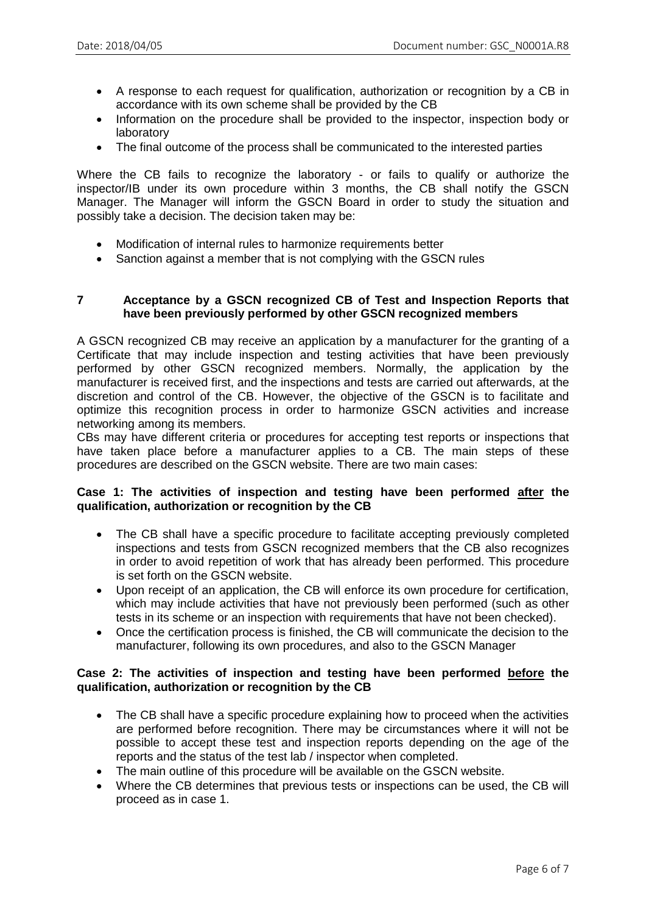- A response to each request for qualification, authorization or recognition by a CB in accordance with its own scheme shall be provided by the CB
- Information on the procedure shall be provided to the inspector, inspection body or laboratory
- The final outcome of the process shall be communicated to the interested parties

Where the CB fails to recognize the laboratory - or fails to qualify or authorize the inspector/IB under its own procedure within 3 months, the CB shall notify the GSCN Manager. The Manager will inform the GSCN Board in order to study the situation and possibly take a decision. The decision taken may be:

- Modification of internal rules to harmonize requirements better
- Sanction against a member that is not complying with the GSCN rules

## 7 Acceptance by a GSCN recognized CB of Test and Inspection Reports that have been previously performed by other GSCN recognized members

A GSCN recognized CB may receive an application by a manufacturer for the granting of a Certificate that may include inspection and testing activities that have been previously performed by other GSCN recognized members. Normally, the application by the manufacturer is received first, and the inspections and tests are carried out afterwards, at the discretion and control of the CB. However, the objective of the GSCN is to facilitate and optimize this recognition process in order to harmonize GSCN activities and increase networking among its members.

CBs may have different criteria or procedures for accepting test reports or inspections that have taken place before a manufacturer applies to a CB. The main steps of these procedures are described on the GSCN website. There are two main cases:

**Case 1: The activities of inspection and testing have been performed <u>after</u> the qualification, authorization or recognition by the CB**

- The CB shall have a specific procedure to facilitate accepting previously completed inspections and tests from GSCN recognized members that the CB also recognizes in order to avoid repetition of work that has already been performed. This procedure is set forth on the GSCN website.
- Upon receipt of an application, the CB will enforce its own procedure for certification, which may include activities that have not previously been performed (such as other tests in its scheme or an inspection with requirements that have not been checked).
- Once the certification process is finished, the CB will communicate the decision to the manufacturer, following its own procedures, and also to the GSCN Manager

**Case 2: The activities of inspection and testing have been performed <u>before</u> the qualification, authorization or recognition by the CB**

- The CB shall have a specific procedure explaining how to proceed when the activities are performed before recognition. There may be circumstances where it will not be possible to accept these test and inspection reports depending on the age of the reports and the status of the test lab / inspector when completed.
- The main outline of this procedure will be available on the GSCN website.
- Where the CB determines that previous tests or inspections can be used, the CB will proceed as in case 1.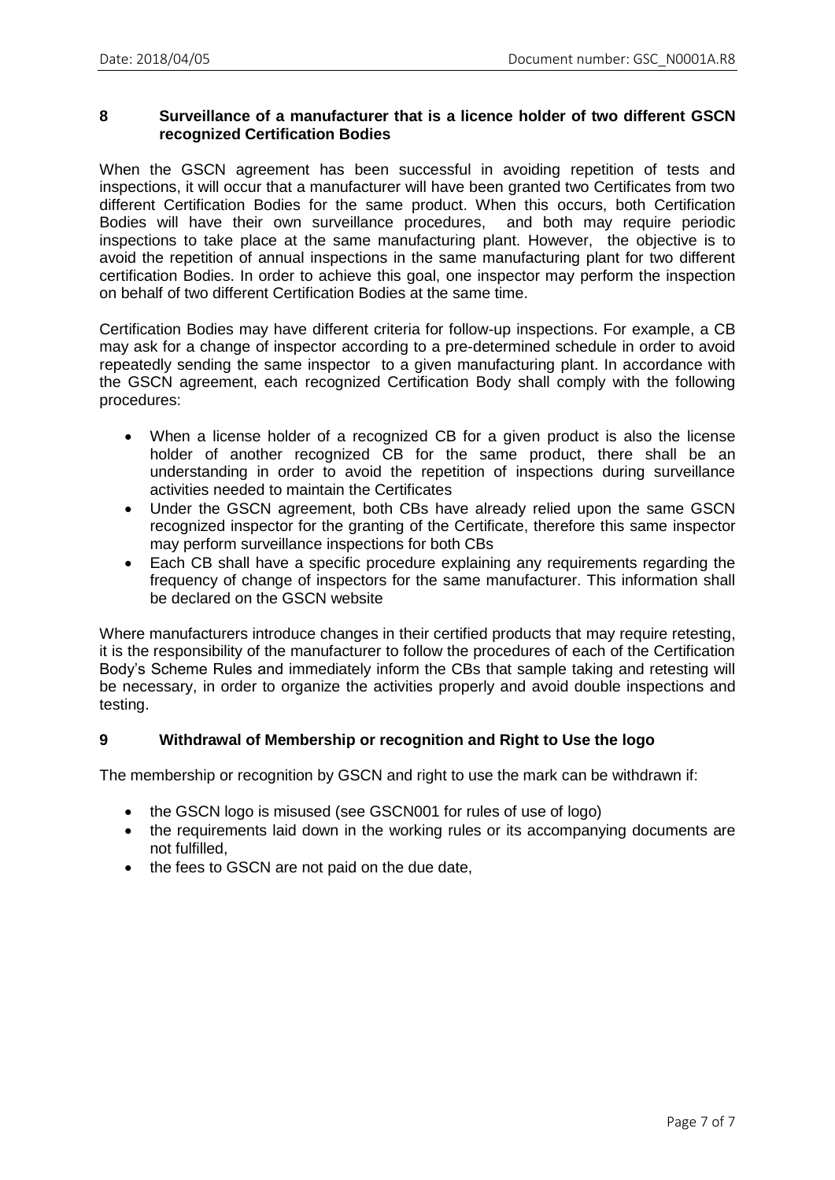## 8 Surveillance of a manufacturer that is a licence holder of two different GSCN recognized Certification Bodies

When the GSCN agreement has been successful in avoiding repetition of tests and inspections, it will occur that a manufacturer will have been granted two Certificates from two different Certification Bodies for the same product. When this occurs, both Certification Bodies will have their own surveillance procedures, and both may require periodic inspections to take place at the same manufacturing plant. However, the objective is to avoid the repetition of annual inspections in the same manufacturing plant for two different certification Bodies. In order to achieve this goal, one inspector may perform the inspection on behalf of two different Certification Bodies at the same time.

Certification Bodies may have different criteria for follow-up inspections. For example, a CB may ask for a change of inspector according to a pre-determined schedule in order to avoid repeatedly sending the same inspector to a given manufacturing plant. In accordance with the GSCN agreement, each recognized Certification Body shall comply with the following procedures:

- When a license holder of a recognized CB for a given product is also the license holder of another recognized CB for the same product, there shall be an understanding in order to avoid the repetition of inspections during surveillance activities needed to maintain the Certificates
- Under the GSCN agreement, both CBs have already relied upon the same GSCN recognized inspector for the granting of the Certificate, therefore this same inspector may perform surveillance inspections for both CBs
- Each CB shall have a specific procedure explaining any requirements regarding the frequency of change of inspectors for the same manufacturer. This information shall be declared on the GSCN website

Where manufacturers introduce changes in their certified products that may require retesting, it is the responsibility of the manufacturer to follow the procedures of each of the Certification Body's Scheme Rules and immediately inform the CBs that sample taking and retesting will be necessary, in order to organize the activities properly and avoid double inspections and testing.

## 9 Withdrawal of Membership or recognition and Right to Use the logo

The membership or recognition by GSCN and right to use the mark can be withdrawn if:

- the GSCN logo is misused (see GSCN001 for rules of use of logo)
- the requirements laid down in the working rules or its accompanying documents are not fulfilled,
- the fees to GSCN are not paid on the due date,